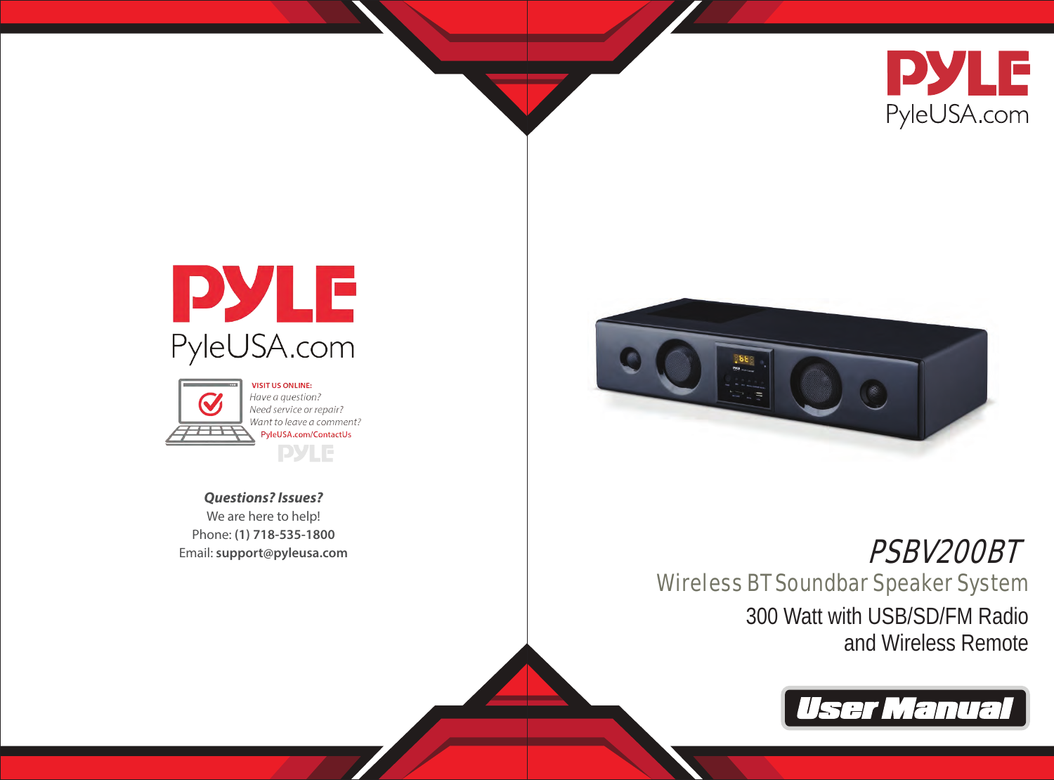PYLE
PyleUSA.com

VISIT US ONLINE:
*Have a question?*
*Need service or repair?*
*Want to leave a comment?*
PyleUSA.com/ContactUs

***Questions? Issues?***
We are here to help!
Phone: **(1) 718-535-1800**
Email: **support@pyleusa.com**

PYLE
PyleUSA.com

# *PSBV200BT*

## Wireless BT Soundbar Speaker System

300 Watt with USB/SD/FM Radio and Wireless Remote

**User Manual**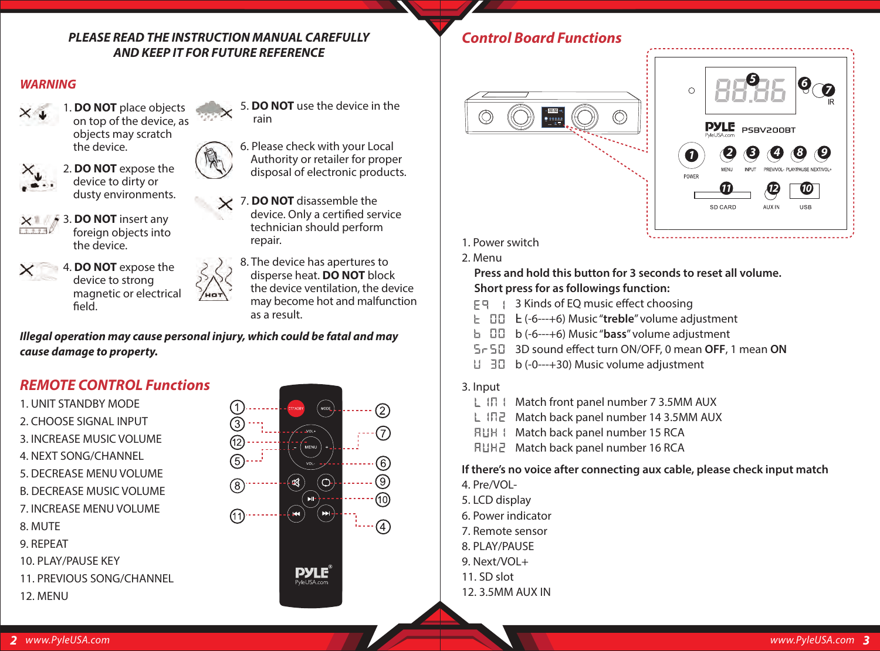***PLEASE READ THE INSTRUCTION MANUAL CAREFULLY AND KEEP IT FOR FUTURE REFERENCE***

## *WARNING*

1. **DO NOT** place objects on top of the device, as objects may scratch the device.
2. **DO NOT** expose the device to dirty or dusty environments.
3. **DO NOT** insert any foreign objects into the device.
4. **DO NOT** expose the device to strong magnetic or electrical field.
5. **DO NOT** use the device in the rain
6. Please check with your Local Authority or retailer for proper disposal of electronic products.
7. **DO NOT** disassemble the device. Only a certified service technician should perform repair.
8. The device has apertures to disperse heat. **DO NOT** block the device ventilation, the device may become hot and malfunction as a result.

***Illegal operation may cause personal injury, which could be fatal and may cause damage to property.***

## *REMOTE CONTROL Functions*

1. UNIT STANDBY MODE
2. CHOOSE SIGNAL INPUT
3. INCREASE MUSIC VOLUME
4. NEXT SONG/CHANNEL
5. DECREASE MENU VOLUME
6. DECREASE MUSIC VOLUME
7. INCREASE MENU VOLUME
8. MUTE
9. REPEAT
10. PLAY/PAUSE KEY
11. PREVIOUS SONG/CHANNEL
12. MENU

## *Control Board Functions*

PYLE PSBV200BT

1. Power switch
2. Menu

   **Press and hold this button for 3 seconds to reset all volume.**
   **Short press for as followings function:**

   | Display | Function |
   |---|---|
   | EQ 1 | 3 Kinds of EQ music effect choosing |
   | t 00 | t (-6---+6) Music "**treble**" volume adjustment |
   | b 00 | b (-6---+6) Music "**bass**" volume adjustment |
   | Sr 50 | 3D sound effect turn ON/OFF, 0 mean **OFF**, 1 mean **ON** |
   | U 30 | b (-0---+30) Music volume adjustment |

3. Input

   | Display | Function |
   |---|---|
   | L IN 1 | Match front panel number 7 3.5MM AUX |
   | L IN2 | Match back panel number 14 3.5MM AUX |
   | AUX 1 | Match back panel number 15 RCA |
   | AUX2 | Match back panel number 16 RCA |

**If there's no voice after connecting aux cable, please check input match**

4. Pre/VOL-
5. LCD display
6. Power indicator
7. Remote sensor
8. PLAY/PAUSE
9. Next/VOL+
11. SD slot
12. 3.5MM AUX IN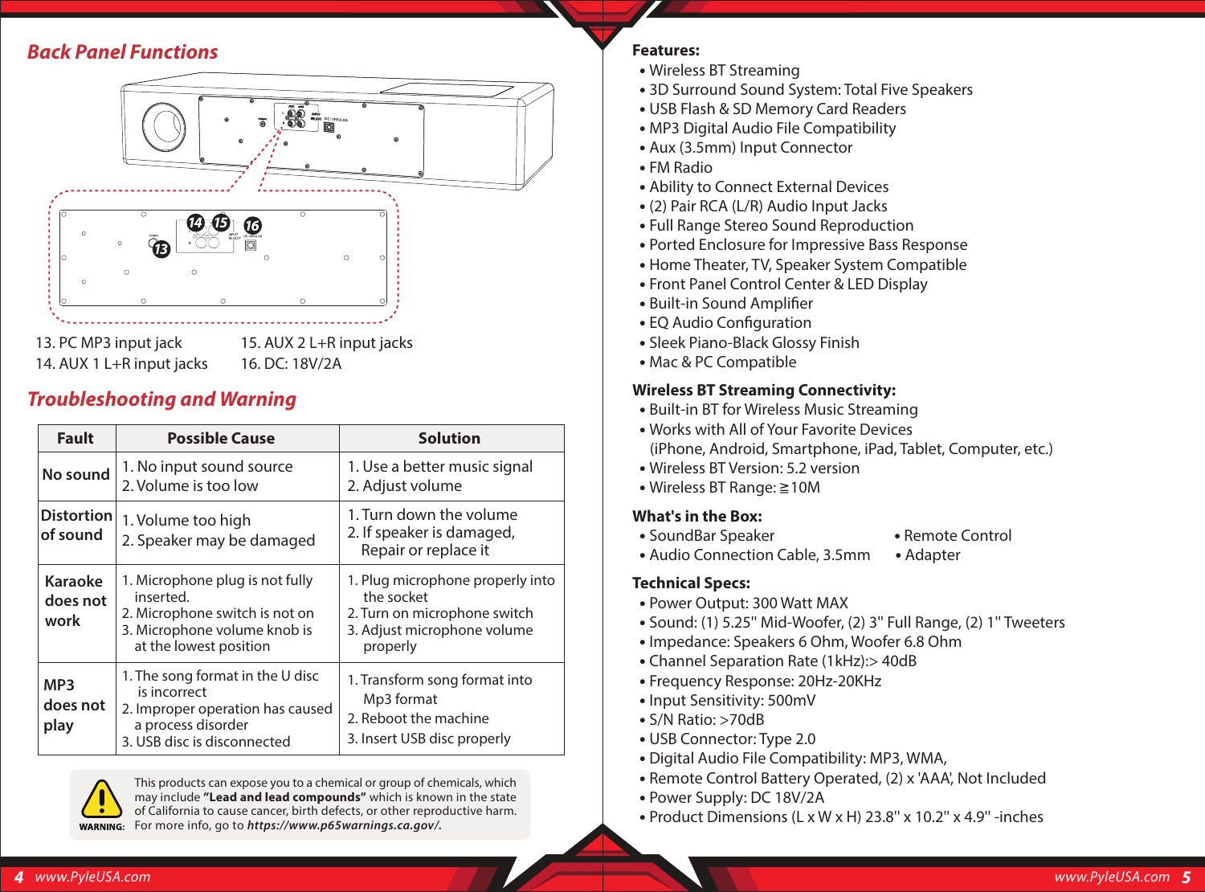## Back Panel Functions

13. PC MP3 input jack
14. AUX 1 L+R input jacks
15. AUX 2 L+R input jacks
16. DC: 18V/2A

## Troubleshooting and Warning

| Fault | Possible Cause | Solution |
|---|---|---|
| No sound | 1. No input sound source<br>2. Volume is too low | 1. Use a better music signal<br>2. Adjust volume |
| Distortion of sound | 1. Volume too high<br>2. Speaker may be damaged | 1. Turn down the volume<br>2. If speaker is damaged, Repair or replace it |
| Karaoke does not work | 1. Microphone plug is not fully inserted.<br>2. Microphone switch is not on<br>3. Microphone volume knob is at the lowest position | 1. Plug microphone properly into the socket<br>2. Turn on microphone switch<br>3. Adjust microphone volume properly |
| MP3 does not play | 1. The song format in the U disc is incorrect<br>2. Improper operation has caused a process disorder<br>3. USB disc is disconnected | 1. Transform song format into Mp3 format<br>2. Reboot the machine<br>3. Insert USB disc properly |

**WARNING:** This products can expose you to a chemical or group of chemicals, which may include **"Lead and lead compounds"** which is known in the state of California to cause cancer, birth defects, or other reproductive harm. For more info, go to ***https://www.p65warnings.ca.gov/.***

### Features:

- Wireless BT Streaming
- 3D Surround Sound System: Total Five Speakers
- USB Flash & SD Memory Card Readers
- MP3 Digital Audio File Compatibility
- Aux (3.5mm) Input Connector
- FM Radio
- Ability to Connect External Devices
- (2) Pair RCA (L/R) Audio Input Jacks
- Full Range Stereo Sound Reproduction
- Ported Enclosure for Impressive Bass Response
- Home Theater, TV, Speaker System Compatible
- Front Panel Control Center & LED Display
- Built-in Sound Amplifier
- EQ Audio Configuration
- Sleek Piano-Black Glossy Finish
- Mac & PC Compatible

### Wireless BT Streaming Connectivity:

- Built-in BT for Wireless Music Streaming
- Works with All of Your Favorite Devices (iPhone, Android, Smartphone, iPad, Tablet, Computer, etc.)
- Wireless BT Version: 5.2 version
- Wireless BT Range: ≧10M

### What's in the Box:

- SoundBar Speaker
- Audio Connection Cable, 3.5mm
- Remote Control
- Adapter

### Technical Specs:

- Power Output: 300 Watt MAX
- Sound: (1) 5.25" Mid-Woofer, (2) 3" Full Range, (2) 1" Tweeters
- Impedance: Speakers 6 Ohm, Woofer 6.8 Ohm
- Channel Separation Rate (1kHz):> 40dB
- Frequency Response: 20Hz-20KHz
- Input Sensitivity: 500mV
- S/N Ratio: >70dB
- USB Connector: Type 2.0
- Digital Audio File Compatibility: MP3, WMA,
- Remote Control Battery Operated, (2) x 'AAA', Not Included
- Power Supply: DC 18V/2A
- Product Dimensions (L x W x H) 23.8" x 10.2" x 4.9" -inches